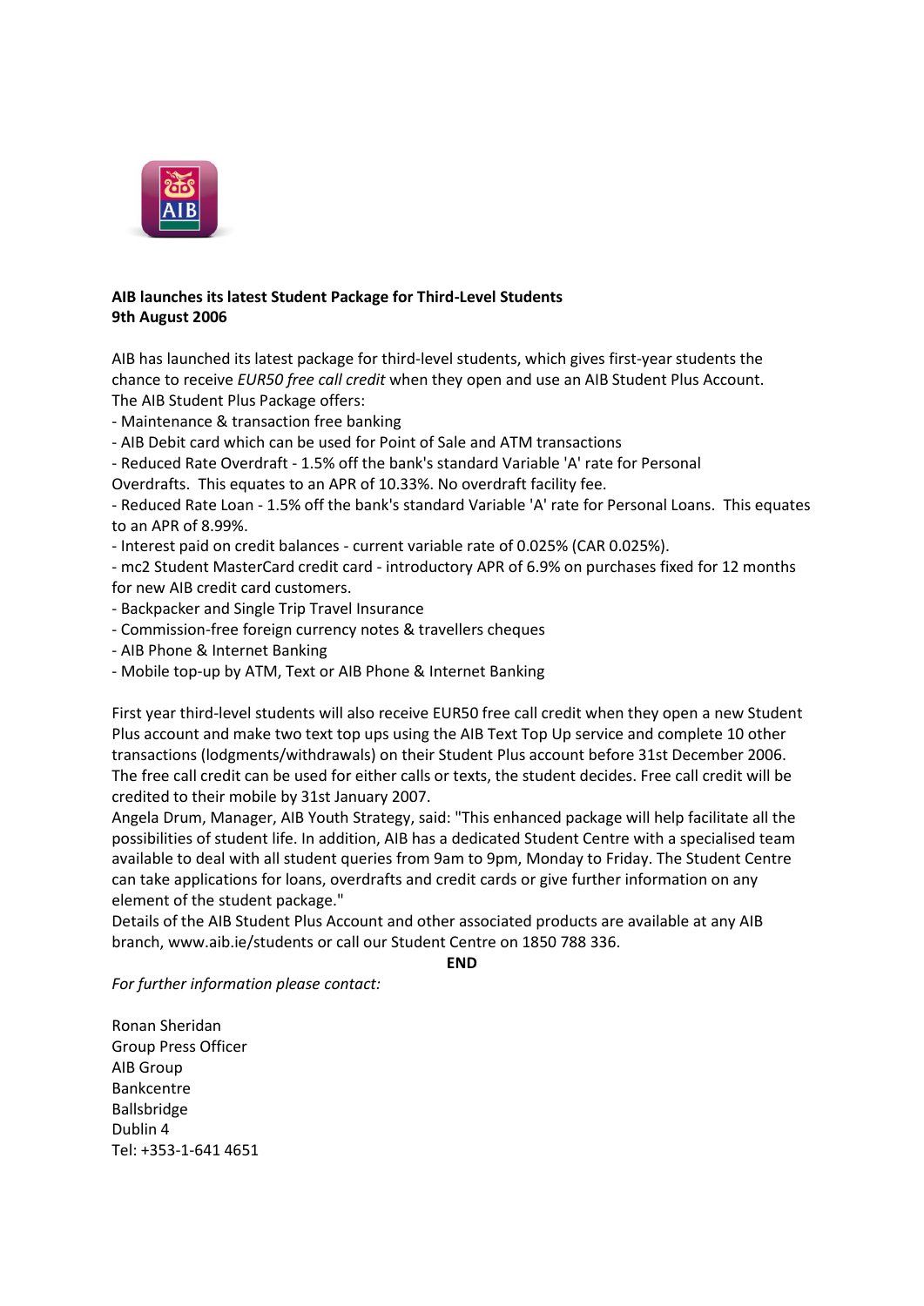**AIB launches its latest Student Package for Third-Level Students**
**9th August 2006**

AIB has launched its latest package for third-level students, which gives first-year students the chance to receive *EUR50 free call credit* when they open and use an AIB Student Plus Account.
The AIB Student Plus Package offers:

- Maintenance & transaction free banking
- AIB Debit card which can be used for Point of Sale and ATM transactions
- Reduced Rate Overdraft - 1.5% off the bank's standard Variable 'A' rate for Personal Overdrafts. This equates to an APR of 10.33%. No overdraft facility fee.
- Reduced Rate Loan - 1.5% off the bank's standard Variable 'A' rate for Personal Loans. This equates to an APR of 8.99%.
- Interest paid on credit balances - current variable rate of 0.025% (CAR 0.025%).
- mc2 Student MasterCard credit card - introductory APR of 6.9% on purchases fixed for 12 months for new AIB credit card customers.
- Backpacker and Single Trip Travel Insurance
- Commission-free foreign currency notes & travellers cheques
- AIB Phone & Internet Banking
- Mobile top-up by ATM, Text or AIB Phone & Internet Banking

First year third-level students will also receive EUR50 free call credit when they open a new Student Plus account and make two text top ups using the AIB Text Top Up service and complete 10 other transactions (lodgments/withdrawals) on their Student Plus account before 31st December 2006. The free call credit can be used for either calls or texts, the student decides. Free call credit will be credited to their mobile by 31st January 2007.

Angela Drum, Manager, AIB Youth Strategy, said: "This enhanced package will help facilitate all the possibilities of student life. In addition, AIB has a dedicated Student Centre with a specialised team available to deal with all student queries from 9am to 9pm, Monday to Friday. The Student Centre can take applications for loans, overdrafts and credit cards or give further information on any element of the student package."

Details of the AIB Student Plus Account and other associated products are available at any AIB branch, www.aib.ie/students or call our Student Centre on 1850 788 336.

**END**

*For further information please contact:*

Ronan Sheridan
Group Press Officer
AIB Group
Bankcentre
Ballsbridge
Dublin 4
Tel: +353-1-641 4651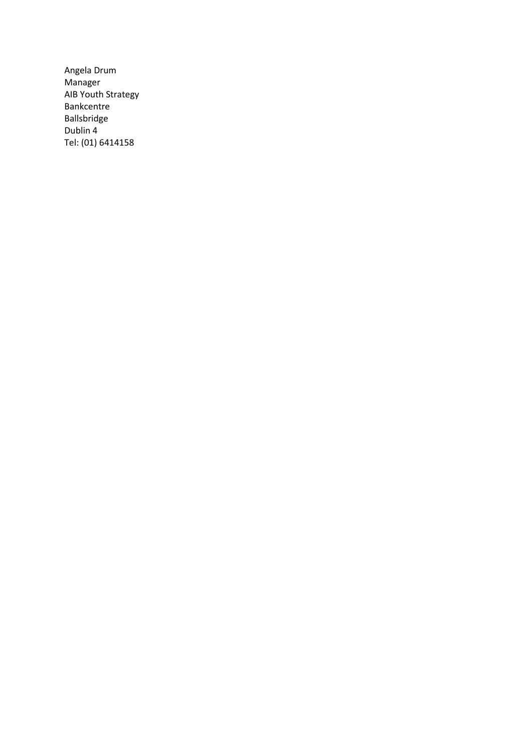Angela Drum
Manager
AIB Youth Strategy
Bankcentre
Ballsbridge
Dublin 4
Tel: (01) 6414158